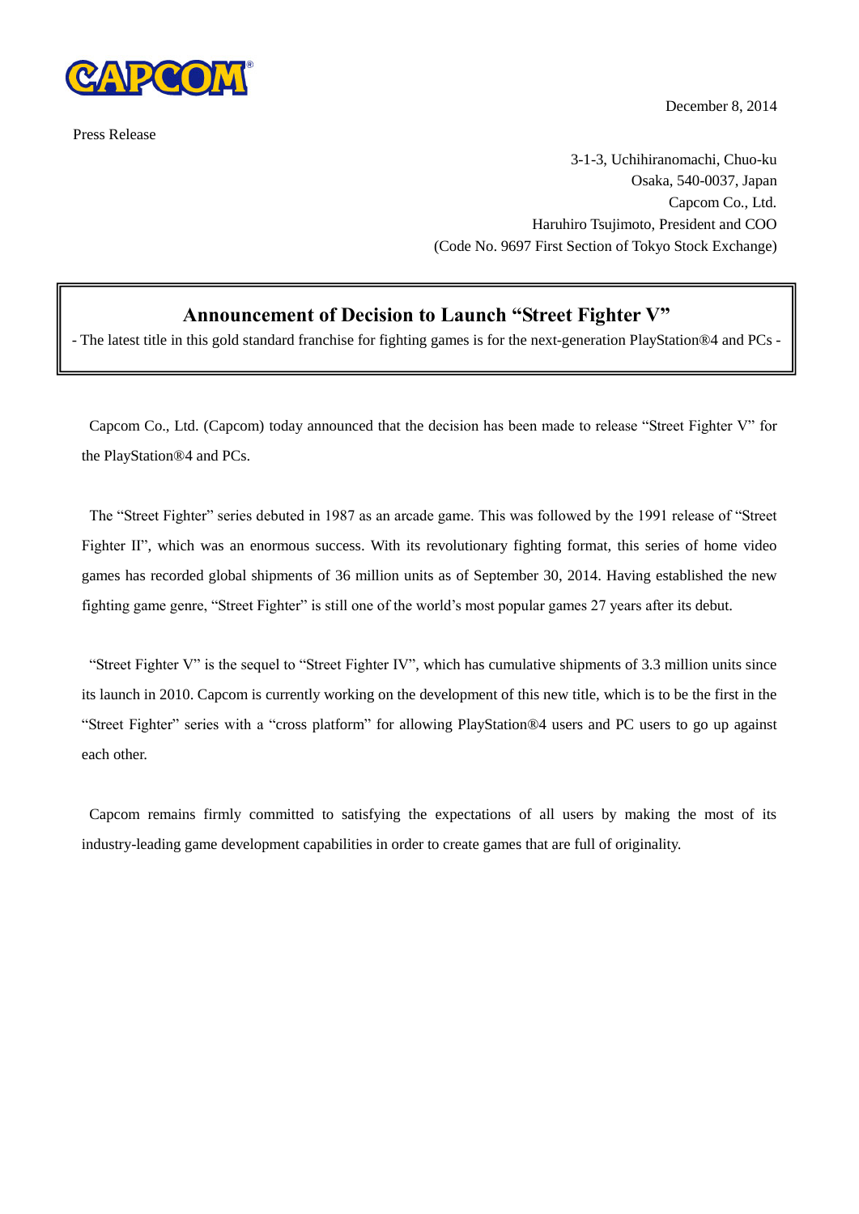CAPCOM

December 8, 2014

Press Release

3-1-3, Uchihiranomachi, Chuo-ku
Osaka, 540-0037, Japan
Capcom Co., Ltd.
Haruhiro Tsujimoto, President and COO
(Code No. 9697 First Section of Tokyo Stock Exchange)

## Announcement of Decision to Launch "Street Fighter V"

- The latest title in this gold standard franchise for fighting games is for the next-generation PlayStation®4 and PCs -

Capcom Co., Ltd. (Capcom) today announced that the decision has been made to release "Street Fighter V" for the PlayStation®4 and PCs.

The "Street Fighter" series debuted in 1987 as an arcade game. This was followed by the 1991 release of "Street Fighter II", which was an enormous success. With its revolutionary fighting format, this series of home video games has recorded global shipments of 36 million units as of September 30, 2014. Having established the new fighting game genre, "Street Fighter" is still one of the world's most popular games 27 years after its debut.

"Street Fighter V" is the sequel to "Street Fighter IV", which has cumulative shipments of 3.3 million units since its launch in 2010. Capcom is currently working on the development of this new title, which is to be the first in the "Street Fighter" series with a "cross platform" for allowing PlayStation®4 users and PC users to go up against each other.

Capcom remains firmly committed to satisfying the expectations of all users by making the most of its industry-leading game development capabilities in order to create games that are full of originality.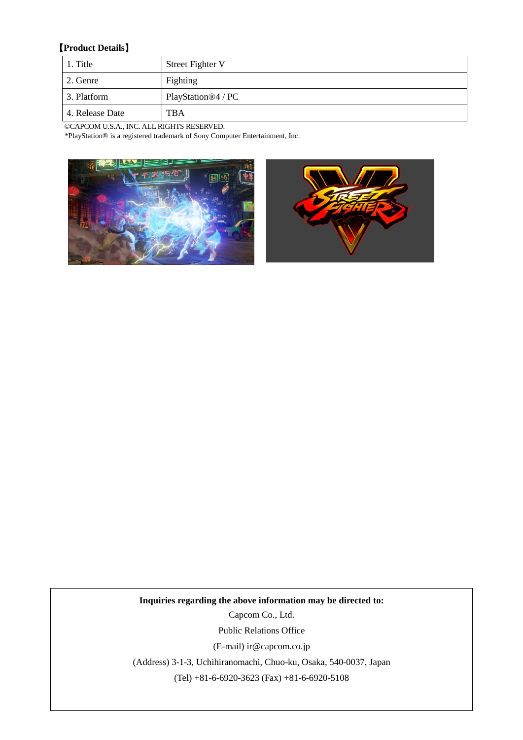【Product Details】

| | |
|---|---|
| 1. Title | Street Fighter V |
| 2. Genre | Fighting |
| 3. Platform | PlayStation®4 / PC |
| 4. Release Date | TBA |

©CAPCOM U.S.A., INC. ALL RIGHTS RESERVED.
*PlayStation® is a registered trademark of Sony Computer Entertainment, Inc.

**Inquiries regarding the above information may be directed to:**

Capcom Co., Ltd.

Public Relations Office

(E-mail) ir@capcom.co.jp

(Address) 3-1-3, Uchihiranomachi, Chuo-ku, Osaka, 540-0037, Japan

(Tel) +81-6-6920-3623 (Fax) +81-6-6920-5108